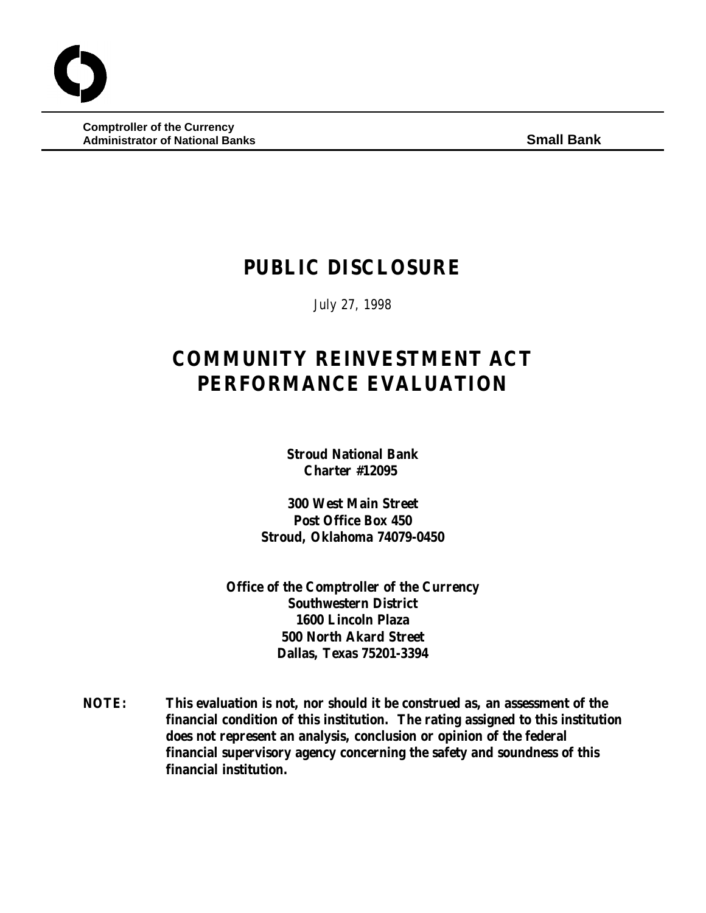**Comptroller of the Currency**
**Administrator of National Banks**

**Small Bank**

# PUBLIC DISCLOSURE

July 27, 1998

# COMMUNITY REINVESTMENT ACT PERFORMANCE EVALUATION

**Stroud National Bank**
**Charter #12095**

**300 West Main Street**
**Post Office Box 450**
**Stroud, Oklahoma 74079-0450**

**Office of the Comptroller of the Currency**
**Southwestern District**
**1600 Lincoln Plaza**
**500 North Akard Street**
**Dallas, Texas 75201-3394**

**NOTE:** **This evaluation is not, nor should it be construed as, an assessment of the financial condition of this institution. The rating assigned to this institution does not represent an analysis, conclusion or opinion of the federal financial supervisory agency concerning the safety and soundness of this financial institution.**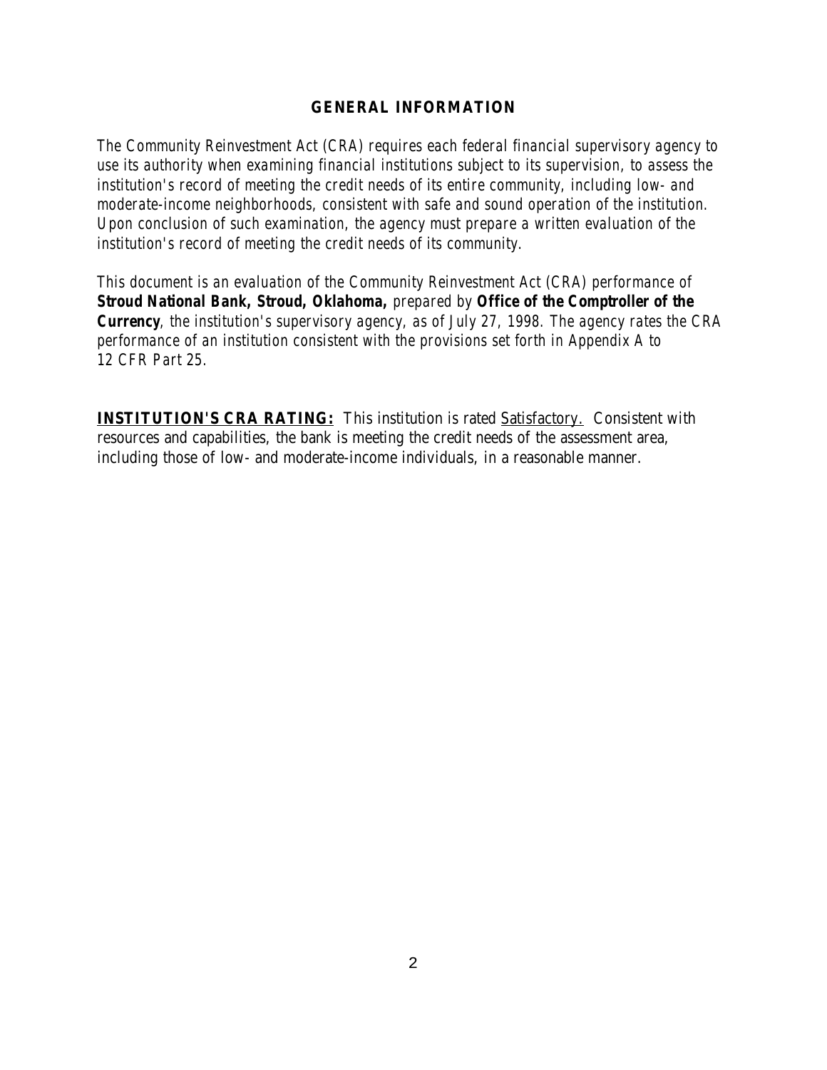## GENERAL INFORMATION

*The Community Reinvestment Act (CRA) requires each federal financial supervisory agency to use its authority when examining financial institutions subject to its supervision, to assess the institution's record of meeting the credit needs of its entire community, including low- and moderate-income neighborhoods, consistent with safe and sound operation of the institution. Upon conclusion of such examination, the agency must prepare a written evaluation of the institution's record of meeting the credit needs of its community.*

*This document is an evaluation of the Community Reinvestment Act (CRA) performance of* **Stroud National Bank, Stroud, Oklahoma,** *prepared by* **Office of the Comptroller of the Currency**, *the institution's supervisory agency, as of July 27, 1998. The agency rates the CRA performance of an institution consistent with the provisions set forth in Appendix A to 12 CFR Part 25.*

**INSTITUTION'S CRA RATING:** This institution is rated Satisfactory. Consistent with resources and capabilities, the bank is meeting the credit needs of the assessment area, including those of low- and moderate-income individuals, in a reasonable manner.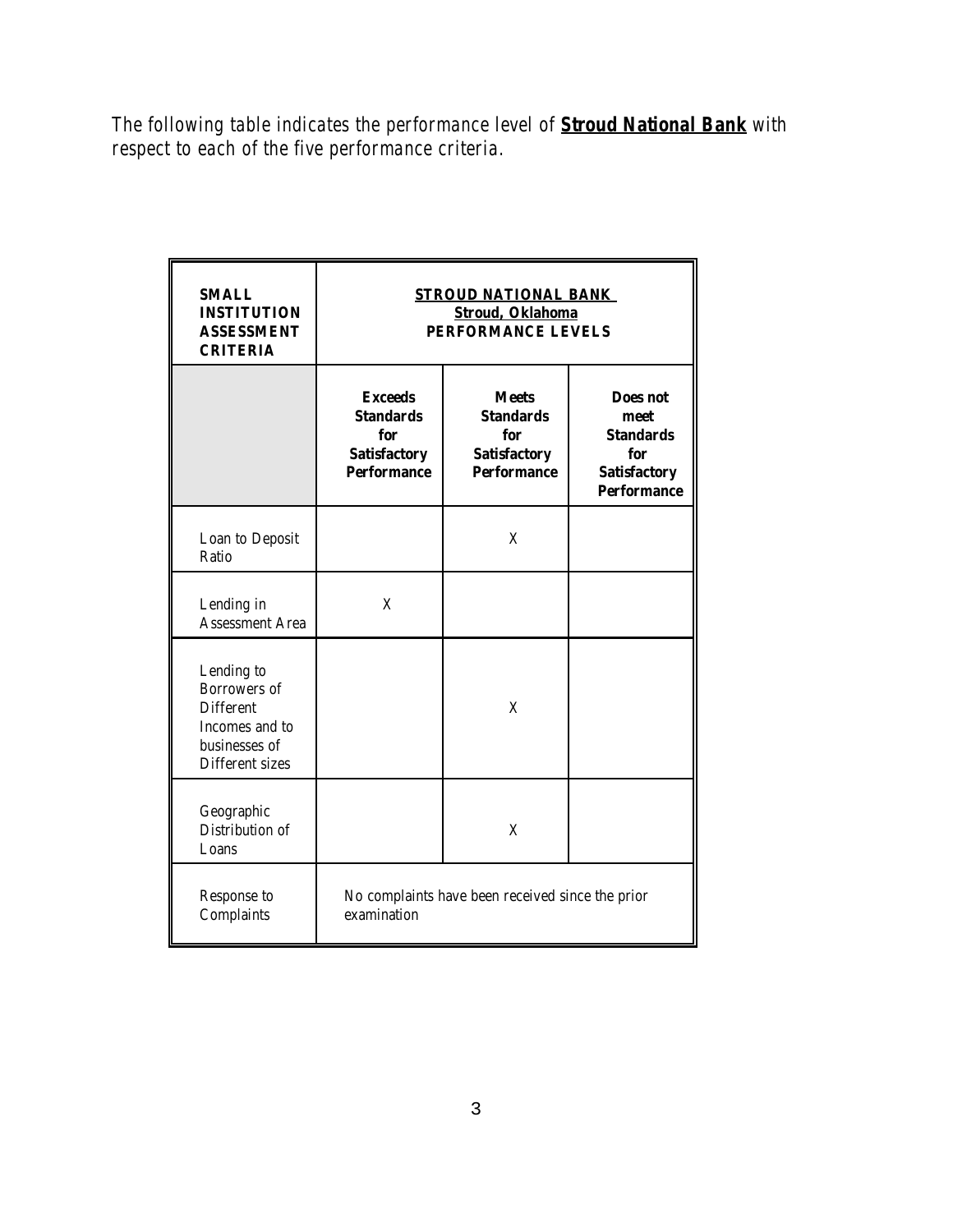*The following table indicates the performance level of **Stroud National Bank** with respect to each of the five performance criteria.*

| **SMALL INSTITUTION ASSESSMENT CRITERIA** | **STROUD NATIONAL BANK Stroud, Oklahoma PERFORMANCE LEVELS** | | |
|---|---|---|---|
| | **Exceeds Standards for Satisfactory Performance** | **Meets Standards for Satisfactory Performance** | **Does not meet Standards for Satisfactory Performance** |
| Loan to Deposit Ratio | | X | |
| Lending in Assessment Area | X | | |
| Lending to Borrowers of Different Incomes and to businesses of Different sizes | | X | |
| Geographic Distribution of Loans | | X | |
| Response to Complaints | No complaints have been received since the prior examination | | |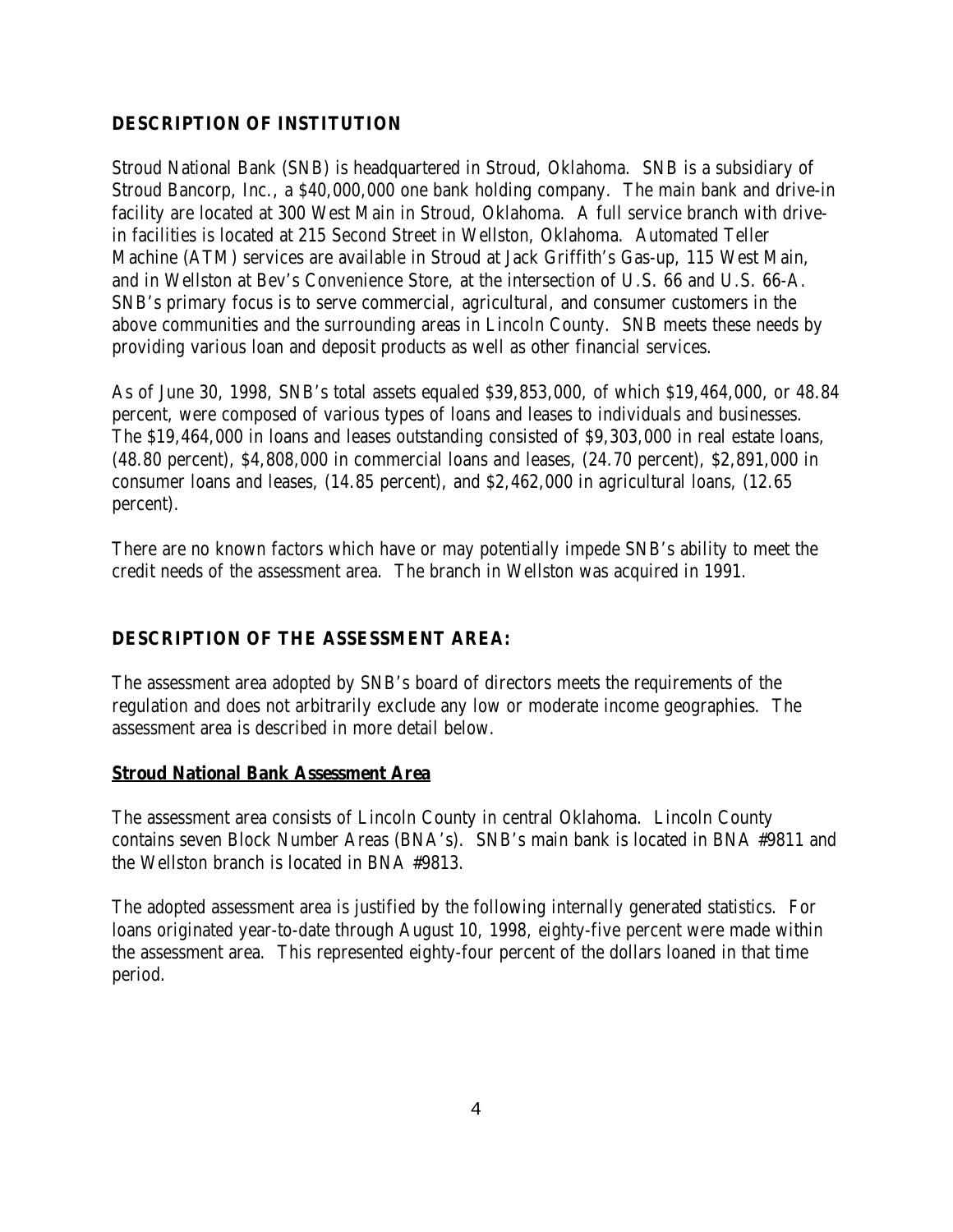## DESCRIPTION OF INSTITUTION

Stroud National Bank (SNB) is headquartered in Stroud, Oklahoma. SNB is a subsidiary of Stroud Bancorp, Inc., a $40,000,000 one bank holding company. The main bank and drive-in facility are located at 300 West Main in Stroud, Oklahoma. A full service branch with drive-in facilities is located at 215 Second Street in Wellston, Oklahoma. Automated Teller Machine (ATM) services are available in Stroud at Jack Griffith's Gas-up, 115 West Main, and in Wellston at Bev's Convenience Store, at the intersection of U.S. 66 and U.S. 66-A. SNB's primary focus is to serve commercial, agricultural, and consumer customers in the above communities and the surrounding areas in Lincoln County. SNB meets these needs by providing various loan and deposit products as well as other financial services.

As of June 30, 1998, SNB's total assets equaled $39,853,000, of which $19,464,000, or 48.84 percent, were composed of various types of loans and leases to individuals and businesses. The $19,464,000 in loans and leases outstanding consisted of $9,303,000 in real estate loans, (48.80 percent), $4,808,000 in commercial loans and leases, (24.70 percent), $2,891,000 in consumer loans and leases, (14.85 percent), and $2,462,000 in agricultural loans, (12.65 percent).

There are no known factors which have or may potentially impede SNB's ability to meet the credit needs of the assessment area. The branch in Wellston was acquired in 1991.

## DESCRIPTION OF THE ASSESSMENT AREA:

The assessment area adopted by SNB's board of directors meets the requirements of the regulation and does not arbitrarily exclude any low or moderate income geographies. The assessment area is described in more detail below.

### Stroud National Bank Assessment Area

The assessment area consists of Lincoln County in central Oklahoma. Lincoln County contains seven Block Number Areas (BNA's). SNB's main bank is located in BNA #9811 and the Wellston branch is located in BNA #9813.

The adopted assessment area is justified by the following internally generated statistics. For loans originated year-to-date through August 10, 1998, eighty-five percent were made within the assessment area. This represented eighty-four percent of the dollars loaned in that time period.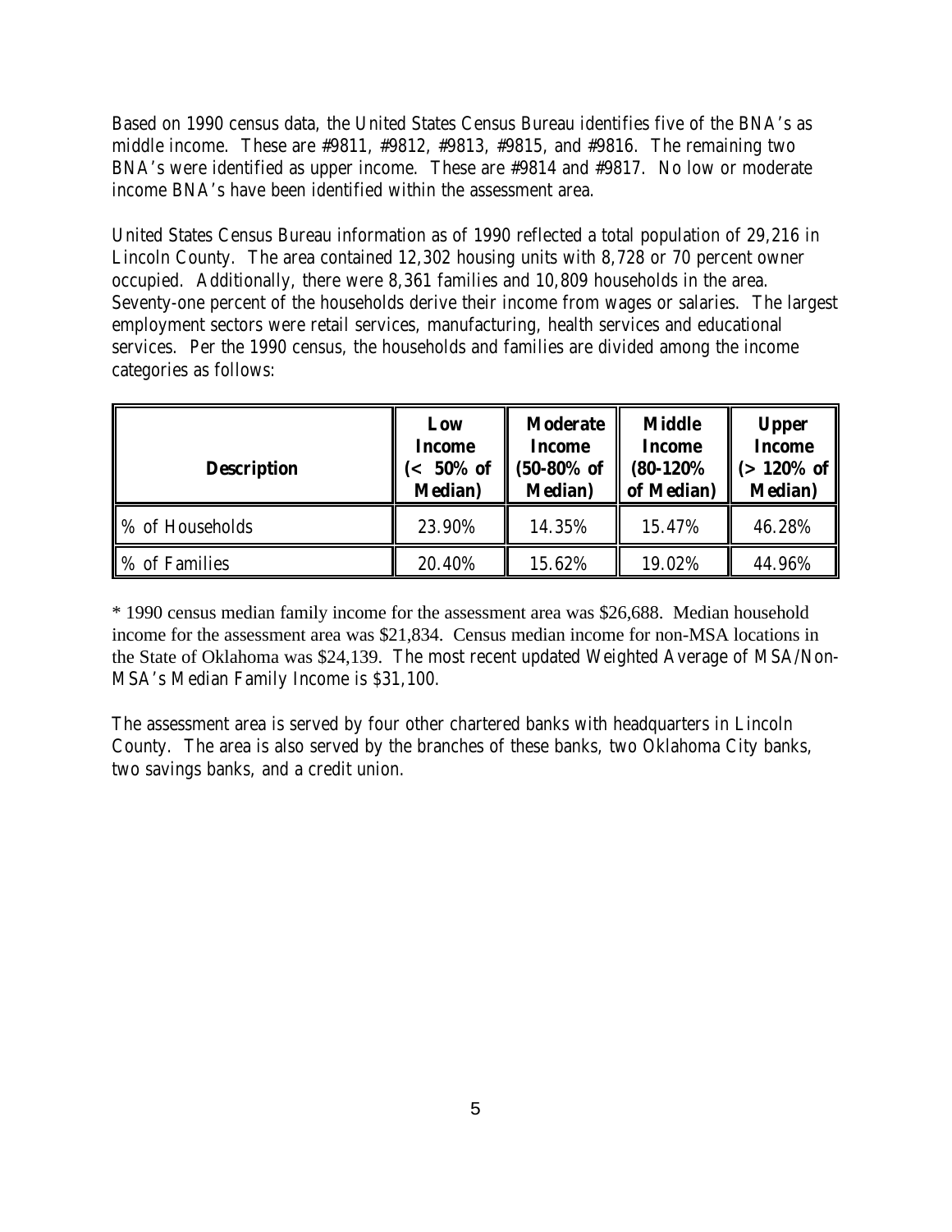Based on 1990 census data, the United States Census Bureau identifies five of the BNA's as middle income. These are #9811, #9812, #9813, #9815, and #9816. The remaining two BNA's were identified as upper income. These are #9814 and #9817. No low or moderate income BNA's have been identified within the assessment area.

United States Census Bureau information as of 1990 reflected a total population of 29,216 in Lincoln County. The area contained 12,302 housing units with 8,728 or 70 percent owner occupied. Additionally, there were 8,361 families and 10,809 households in the area. Seventy-one percent of the households derive their income from wages or salaries. The largest employment sectors were retail services, manufacturing, health services and educational services. Per the 1990 census, the households and families are divided among the income categories as follows:

| **Description** | **Low Income (< 50% of Median)** | **Moderate Income (50-80% of Median)** | **Middle Income (80-120% of Median)** | **Upper Income (> 120% of Median)** |
|---|---|---|---|---|
| % of Households | 23.90% | 14.35% | 15.47% | 46.28% |
| % of Families | 20.40% | 15.62% | 19.02% | 44.96% |

* 1990 census median family income for the assessment area was $26,688. Median household income for the assessment area was $21,834. Census median income for non-MSA locations in the State of Oklahoma was $24,139. The most recent updated Weighted Average of MSA/Non-MSA's Median Family Income is $31,100.

The assessment area is served by four other chartered banks with headquarters in Lincoln County. The area is also served by the branches of these banks, two Oklahoma City banks, two savings banks, and a credit union.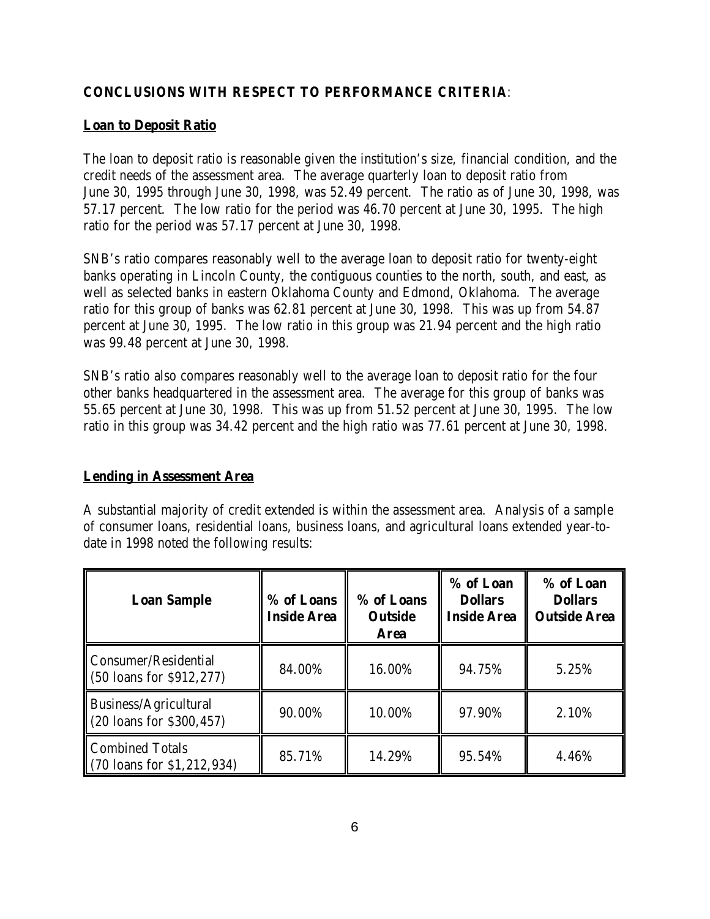**CONCLUSIONS WITH RESPECT TO PERFORMANCE CRITERIA**:

**Loan to Deposit Ratio**

The loan to deposit ratio is reasonable given the institution's size, financial condition, and the credit needs of the assessment area. The average quarterly loan to deposit ratio from June 30, 1995 through June 30, 1998, was 52.49 percent. The ratio as of June 30, 1998, was 57.17 percent. The low ratio for the period was 46.70 percent at June 30, 1995. The high ratio for the period was 57.17 percent at June 30, 1998.

SNB's ratio compares reasonably well to the average loan to deposit ratio for twenty-eight banks operating in Lincoln County, the contiguous counties to the north, south, and east, as well as selected banks in eastern Oklahoma County and Edmond, Oklahoma. The average ratio for this group of banks was 62.81 percent at June 30, 1998. This was up from 54.87 percent at June 30, 1995. The low ratio in this group was 21.94 percent and the high ratio was 99.48 percent at June 30, 1998.

SNB's ratio also compares reasonably well to the average loan to deposit ratio for the four other banks headquartered in the assessment area. The average for this group of banks was 55.65 percent at June 30, 1998. This was up from 51.52 percent at June 30, 1995. The low ratio in this group was 34.42 percent and the high ratio was 77.61 percent at June 30, 1998.

**Lending in Assessment Area**

A substantial majority of credit extended is within the assessment area. Analysis of a sample of consumer loans, residential loans, business loans, and agricultural loans extended year-to-date in 1998 noted the following results:

| Loan Sample | % of Loans Inside Area | % of Loans Outside Area | % of Loan Dollars Inside Area | % of Loan Dollars Outside Area |
|---|---|---|---|---|
| Consumer/Residential (50 loans for $912,277) | 84.00% | 16.00% | 94.75% | 5.25% |
| Business/Agricultural (20 loans for $300,457) | 90.00% | 10.00% | 97.90% | 2.10% |
| Combined Totals (70 loans for $1,212,934) | 85.71% | 14.29% | 95.54% | 4.46% |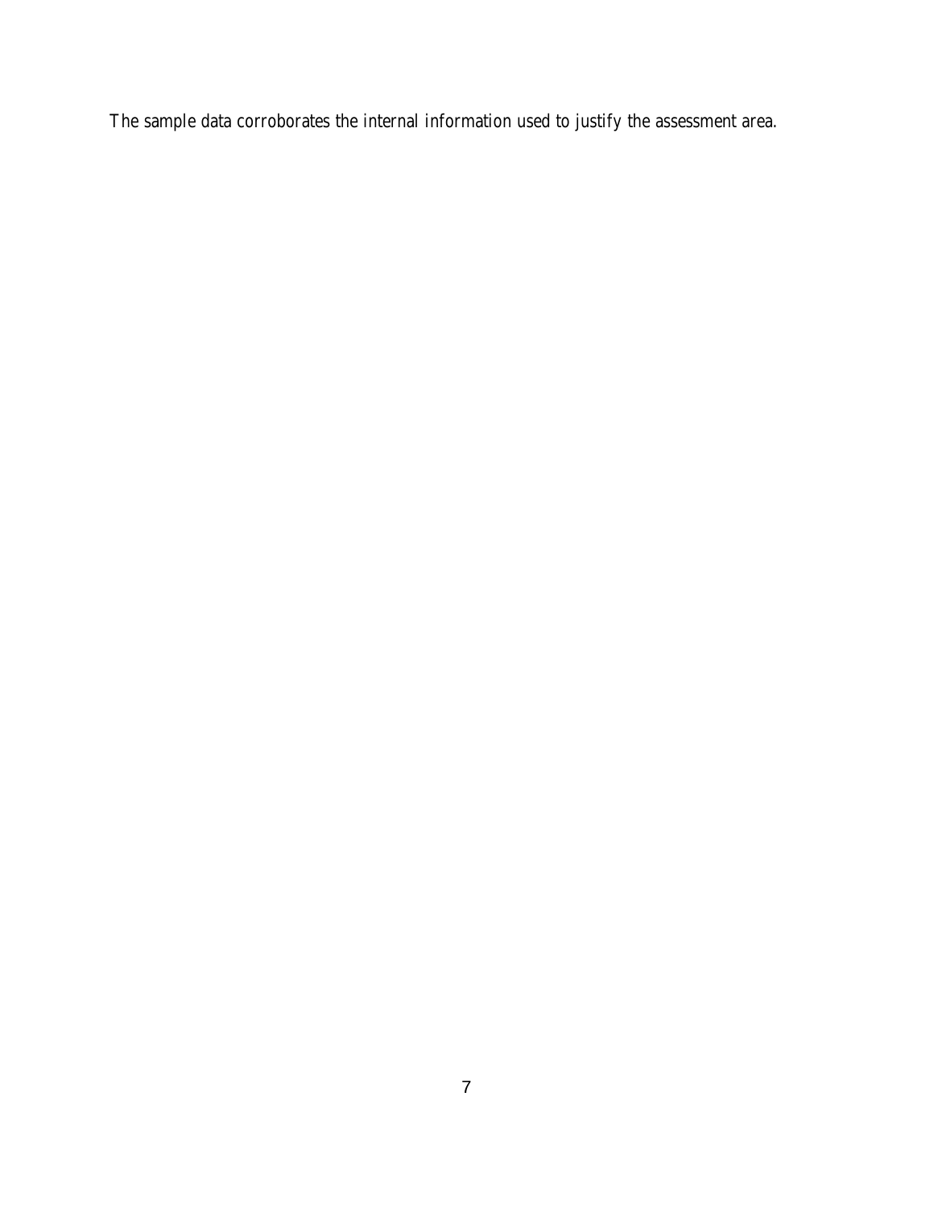The sample data corroborates the internal information used to justify the assessment area.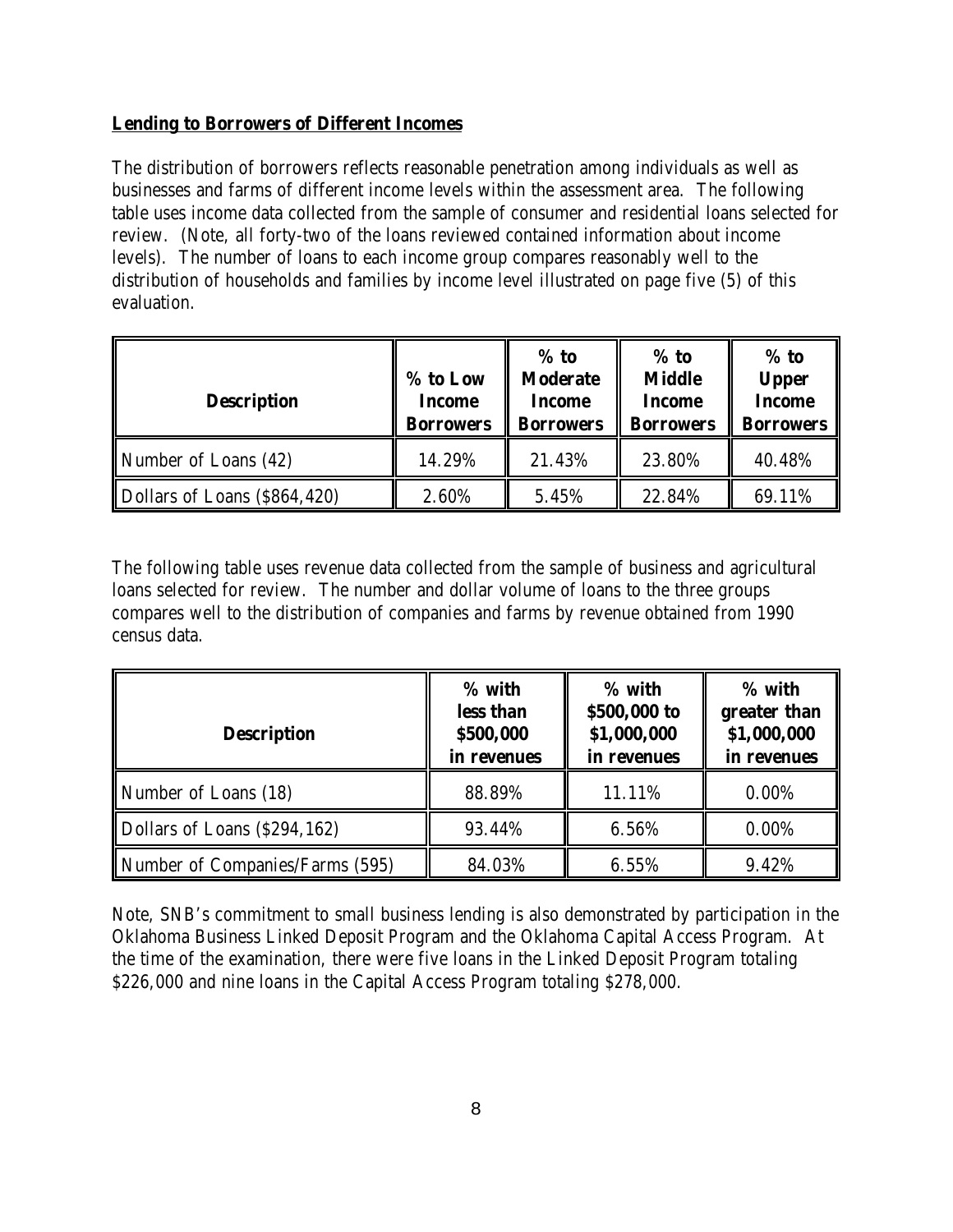**Lending to Borrowers of Different Incomes**

The distribution of borrowers reflects reasonable penetration among individuals as well as businesses and farms of different income levels within the assessment area. The following table uses income data collected from the sample of consumer and residential loans selected for review. (Note, all forty-two of the loans reviewed contained information about income levels). The number of loans to each income group compares reasonably well to the distribution of households and families by income level illustrated on page five (5) of this evaluation.

| Description | % to Low Income Borrowers | % to Moderate Income Borrowers | % to Middle Income Borrowers | % to Upper Income Borrowers |
|---|---|---|---|---|
| Number of Loans (42) | 14.29% | 21.43% | 23.80% | 40.48% |
| Dollars of Loans ($864,420) | 2.60% | 5.45% | 22.84% | 69.11% |

The following table uses revenue data collected from the sample of business and agricultural loans selected for review. The number and dollar volume of loans to the three groups compares well to the distribution of companies and farms by revenue obtained from 1990 census data.

| Description | % with less than $500,000 in revenues | % with $500,000 to $1,000,000 in revenues | % with greater than $1,000,000 in revenues |
|---|---|---|---|
| Number of Loans (18) | 88.89% | 11.11% | 0.00% |
| Dollars of Loans ($294,162) | 93.44% | 6.56% | 0.00% |
| Number of Companies/Farms (595) | 84.03% | 6.55% | 9.42% |

Note, SNB's commitment to small business lending is also demonstrated by participation in the Oklahoma Business Linked Deposit Program and the Oklahoma Capital Access Program. At the time of the examination, there were five loans in the Linked Deposit Program totaling $226,000 and nine loans in the Capital Access Program totaling $278,000.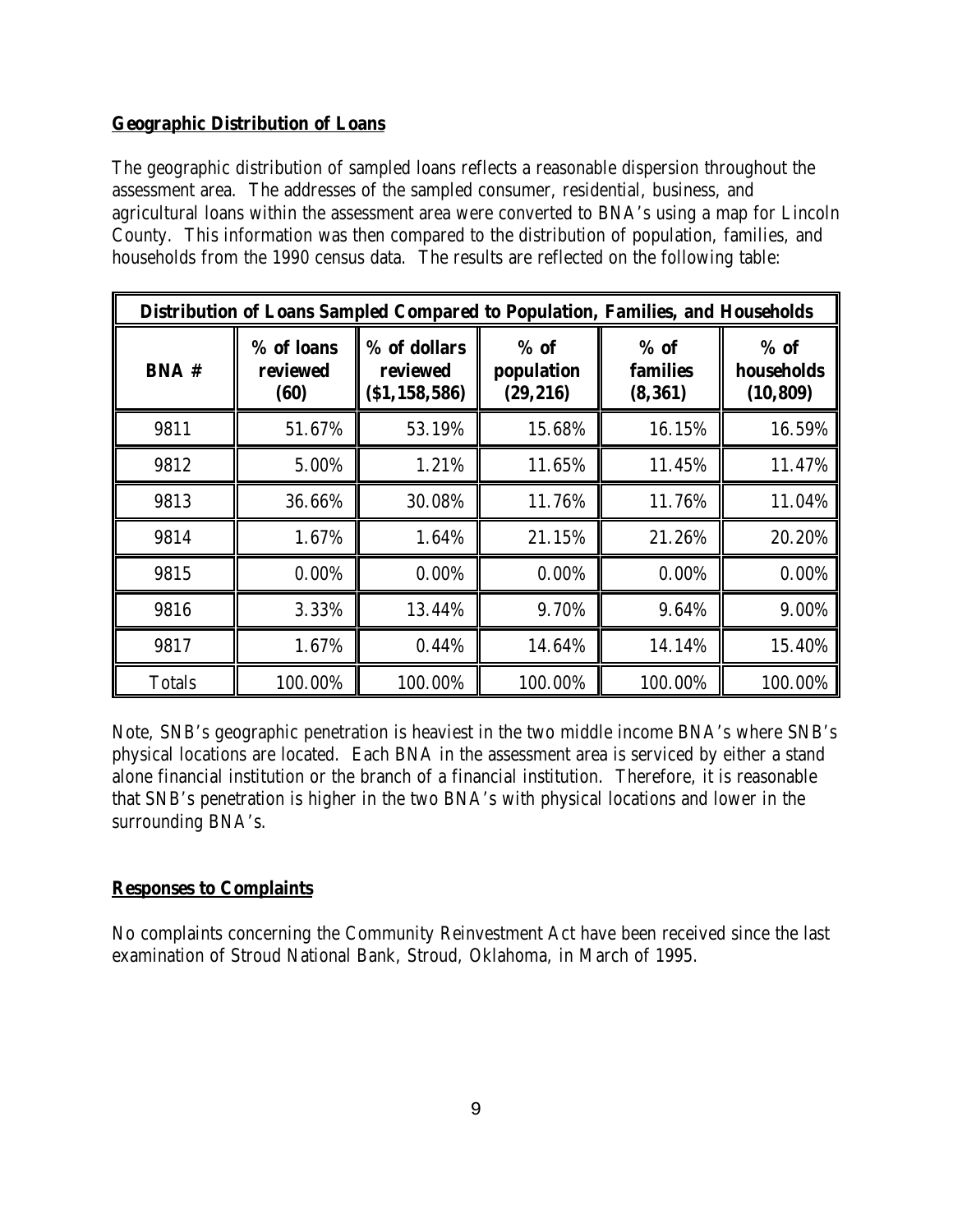**Geographic Distribution of Loans**

The geographic distribution of sampled loans reflects a reasonable dispersion throughout the assessment area. The addresses of the sampled consumer, residential, business, and agricultural loans within the assessment area were converted to BNA's using a map for Lincoln County. This information was then compared to the distribution of population, families, and households from the 1990 census data. The results are reflected on the following table:

| Distribution of Loans Sampled Compared to Population, Families, and Households | | | | | |
|---|---|---|---|---|---|
| BNA # | % of loans reviewed (60) | % of dollars reviewed ($1,158,586) | % of population (29,216) | % of families (8,361) | % of households (10,809) |
| 9811 | 51.67% | 53.19% | 15.68% | 16.15% | 16.59% |
| 9812 | 5.00% | 1.21% | 11.65% | 11.45% | 11.47% |
| 9813 | 36.66% | 30.08% | 11.76% | 11.76% | 11.04% |
| 9814 | 1.67% | 1.64% | 21.15% | 21.26% | 20.20% |
| 9815 | 0.00% | 0.00% | 0.00% | 0.00% | 0.00% |
| 9816 | 3.33% | 13.44% | 9.70% | 9.64% | 9.00% |
| 9817 | 1.67% | 0.44% | 14.64% | 14.14% | 15.40% |
| Totals | 100.00% | 100.00% | 100.00% | 100.00% | 100.00% |

Note, SNB's geographic penetration is heaviest in the two middle income BNA's where SNB's physical locations are located. Each BNA in the assessment area is serviced by either a stand alone financial institution or the branch of a financial institution. Therefore, it is reasonable that SNB's penetration is higher in the two BNA's with physical locations and lower in the surrounding BNA's.

**Responses to Complaints**

No complaints concerning the Community Reinvestment Act have been received since the last examination of Stroud National Bank, Stroud, Oklahoma, in March of 1995.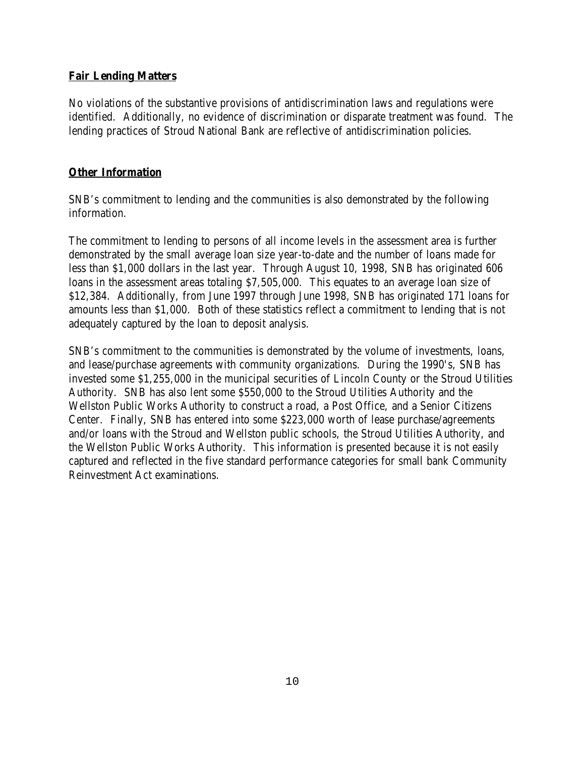## **Fair Lending Matters**

No violations of the substantive provisions of antidiscrimination laws and regulations were identified. Additionally, no evidence of discrimination or disparate treatment was found. The lending practices of Stroud National Bank are reflective of antidiscrimination policies.

## **Other Information**

SNB's commitment to lending and the communities is also demonstrated by the following information.

The commitment to lending to persons of all income levels in the assessment area is further demonstrated by the small average loan size year-to-date and the number of loans made for less than $1,000 dollars in the last year. Through August 10, 1998, SNB has originated 606 loans in the assessment areas totaling $7,505,000. This equates to an average loan size of $12,384. Additionally, from June 1997 through June 1998, SNB has originated 171 loans for amounts less than $1,000. Both of these statistics reflect a commitment to lending that is not adequately captured by the loan to deposit analysis.

SNB's commitment to the communities is demonstrated by the volume of investments, loans, and lease/purchase agreements with community organizations. During the 1990's, SNB has invested some $1,255,000 in the municipal securities of Lincoln County or the Stroud Utilities Authority. SNB has also lent some $550,000 to the Stroud Utilities Authority and the Wellston Public Works Authority to construct a road, a Post Office, and a Senior Citizens Center. Finally, SNB has entered into some $223,000 worth of lease purchase/agreements and/or loans with the Stroud and Wellston public schools, the Stroud Utilities Authority, and the Wellston Public Works Authority. This information is presented because it is not easily captured and reflected in the five standard performance categories for small bank Community Reinvestment Act examinations.